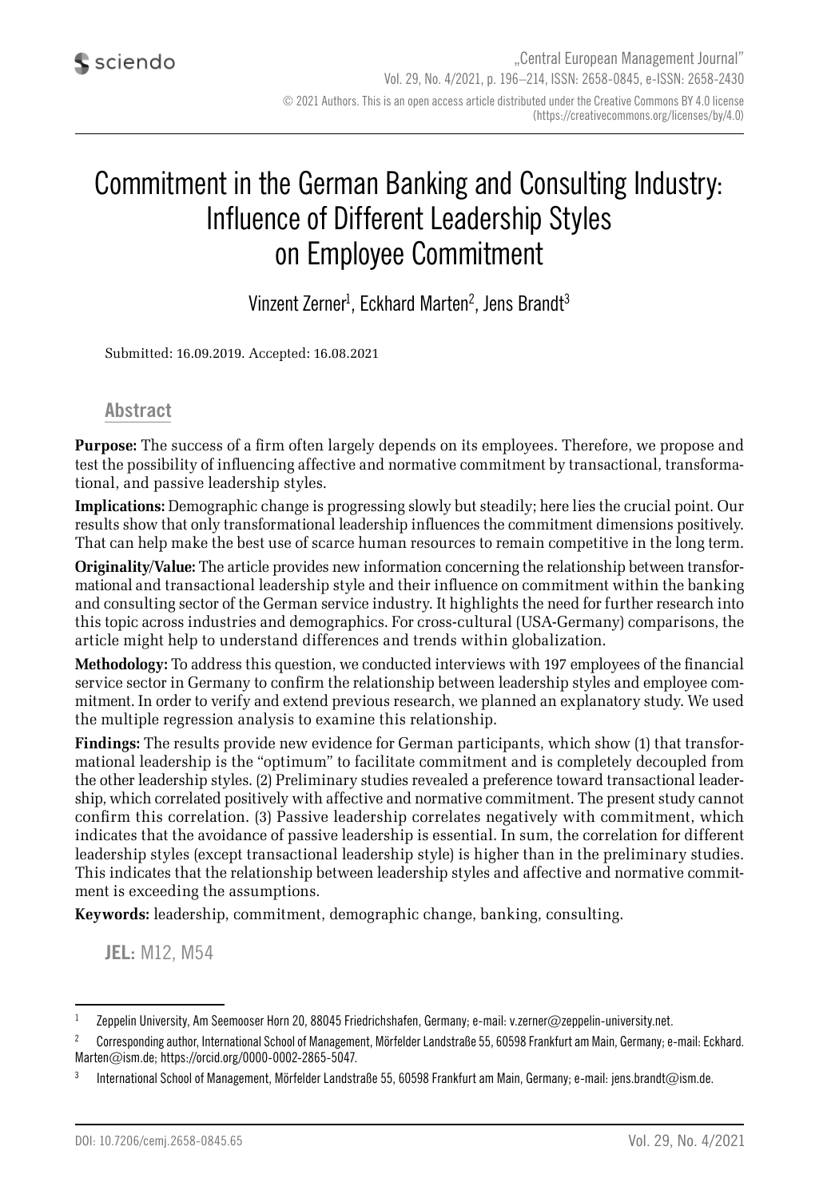# Commitment in the German Banking and Consulting Industry: Influence of Different Leadership Styles on Employee Commitment

Vinzent Zerner[1], Eckhard Marten[2], Jens Brandt[3]

Submitted: 16.09.2019. Accepted: 16.08.2021

## Abstract

**Purpose:** The success of a firm often largely depends on its employees. Therefore, we propose and test the possibility of influencing affective and normative commitment by transactional, transformational, and passive leadership styles.

**Implications:** Demographic change is progressing slowly but steadily; here lies the crucial point. Our results show that only transformational leadership influences the commitment dimensions positively. That can help make the best use of scarce human resources to remain competitive in the long term.

**Originality/Value:** The article provides new information concerning the relationship between transformational and transactional leadership style and their influence on commitment within the banking and consulting sector of the German service industry. It highlights the need for further research into this topic across industries and demographics. For cross-cultural (USA-Germany) comparisons, the article might help to understand differences and trends within globalization.

**Methodology:** To address this question, we conducted interviews with 197 employees of the financial service sector in Germany to confirm the relationship between leadership styles and employee commitment. In order to verify and extend previous research, we planned an explanatory study. We used the multiple regression analysis to examine this relationship.

**Findings:** The results provide new evidence for German participants, which show (1) that transformational leadership is the "optimum" to facilitate commitment and is completely decoupled from the other leadership styles. (2) Preliminary studies revealed a preference toward transactional leadership, which correlated positively with affective and normative commitment. The present study cannot confirm this correlation. (3) Passive leadership correlates negatively with commitment, which indicates that the avoidance of passive leadership is essential. In sum, the correlation for different leadership styles (except transactional leadership style) is higher than in the preliminary studies. This indicates that the relationship between leadership styles and affective and normative commitment is exceeding the assumptions.

**Keywords:** leadership, commitment, demographic change, banking, consulting.

**JEL:** M12, M54

---

[1] Zeppelin University, Am Seemooser Horn 20, 88045 Friedrichshafen, Germany; e-mail: v.zerner@zeppelin-university.net.

[2] Corresponding author, International School of Management, Mörfelder Landstraße 55, 60598 Frankfurt am Main, Germany; e-mail: Eckhard.Marten@ism.de; https://orcid.org/0000-0002-2865-5047.

[3] International School of Management, Mörfelder Landstraße 55, 60598 Frankfurt am Main, Germany; e-mail: jens.brandt@ism.de.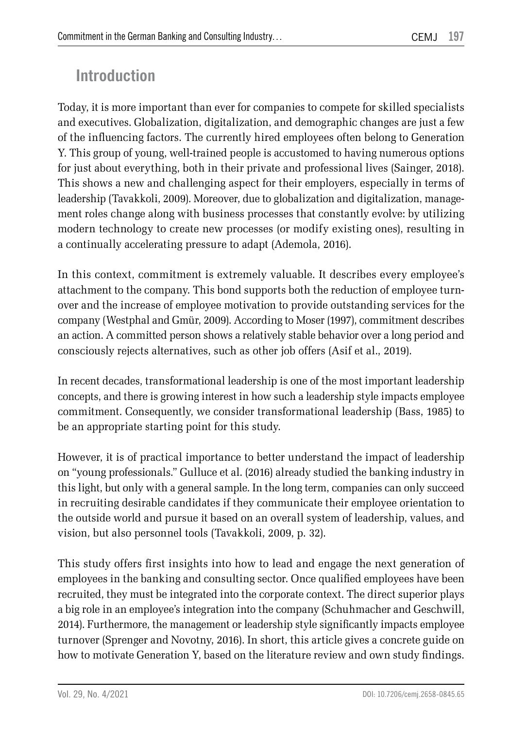## Introduction

Today, it is more important than ever for companies to compete for skilled specialists and executives. Globalization, digitalization, and demographic changes are just a few of the influencing factors. The currently hired employees often belong to Generation Y. This group of young, well-trained people is accustomed to having numerous options for just about everything, both in their private and professional lives (Sainger, 2018). This shows a new and challenging aspect for their employers, especially in terms of leadership (Tavakkoli, 2009). Moreover, due to globalization and digitalization, management roles change along with business processes that constantly evolve: by utilizing modern technology to create new processes (or modify existing ones), resulting in a continually accelerating pressure to adapt (Ademola, 2016).

In this context, commitment is extremely valuable. It describes every employee's attachment to the company. This bond supports both the reduction of employee turnover and the increase of employee motivation to provide outstanding services for the company (Westphal and Gmür, 2009). According to Moser (1997), commitment describes an action. A committed person shows a relatively stable behavior over a long period and consciously rejects alternatives, such as other job offers (Asif et al., 2019).

In recent decades, transformational leadership is one of the most important leadership concepts, and there is growing interest in how such a leadership style impacts employee commitment. Consequently, we consider transformational leadership (Bass, 1985) to be an appropriate starting point for this study.

However, it is of practical importance to better understand the impact of leadership on "young professionals." Gulluce et al. (2016) already studied the banking industry in this light, but only with a general sample. In the long term, companies can only succeed in recruiting desirable candidates if they communicate their employee orientation to the outside world and pursue it based on an overall system of leadership, values, and vision, but also personnel tools (Tavakkoli, 2009, p. 32).

This study offers first insights into how to lead and engage the next generation of employees in the banking and consulting sector. Once qualified employees have been recruited, they must be integrated into the corporate context. The direct superior plays a big role in an employee's integration into the company (Schuhmacher and Geschwill, 2014). Furthermore, the management or leadership style significantly impacts employee turnover (Sprenger and Novotny, 2016). In short, this article gives a concrete guide on how to motivate Generation Y, based on the literature review and own study findings.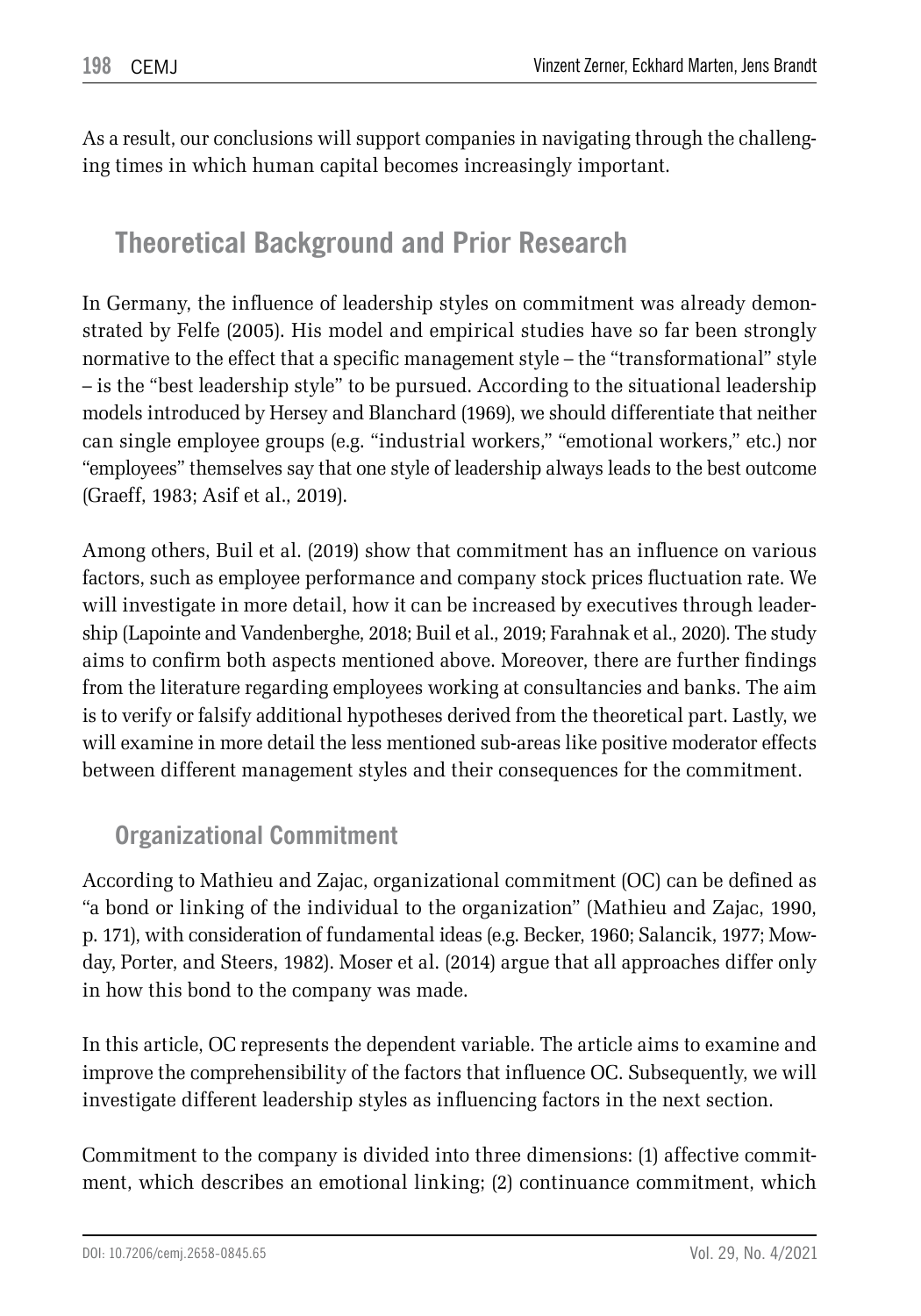As a result, our conclusions will support companies in navigating through the challenging times in which human capital becomes increasingly important.

## Theoretical Background and Prior Research

In Germany, the influence of leadership styles on commitment was already demonstrated by Felfe (2005). His model and empirical studies have so far been strongly normative to the effect that a specific management style – the "transformational" style – is the "best leadership style" to be pursued. According to the situational leadership models introduced by Hersey and Blanchard (1969), we should differentiate that neither can single employee groups (e.g. "industrial workers," "emotional workers," etc.) nor "employees" themselves say that one style of leadership always leads to the best outcome (Graeff, 1983; Asif et al., 2019).

Among others, Buil et al. (2019) show that commitment has an influence on various factors, such as employee performance and company stock prices fluctuation rate. We will investigate in more detail, how it can be increased by executives through leadership (Lapointe and Vandenberghe, 2018; Buil et al., 2019; Farahnak et al., 2020). The study aims to confirm both aspects mentioned above. Moreover, there are further findings from the literature regarding employees working at consultancies and banks. The aim is to verify or falsify additional hypotheses derived from the theoretical part. Lastly, we will examine in more detail the less mentioned sub-areas like positive moderator effects between different management styles and their consequences for the commitment.

### Organizational Commitment

According to Mathieu and Zajac, organizational commitment (OC) can be defined as "a bond or linking of the individual to the organization" (Mathieu and Zajac, 1990, p. 171), with consideration of fundamental ideas (e.g. Becker, 1960; Salancik, 1977; Mowday, Porter, and Steers, 1982). Moser et al. (2014) argue that all approaches differ only in how this bond to the company was made.

In this article, OC represents the dependent variable. The article aims to examine and improve the comprehensibility of the factors that influence OC. Subsequently, we will investigate different leadership styles as influencing factors in the next section.

Commitment to the company is divided into three dimensions: (1) affective commitment, which describes an emotional linking; (2) continuance commitment, which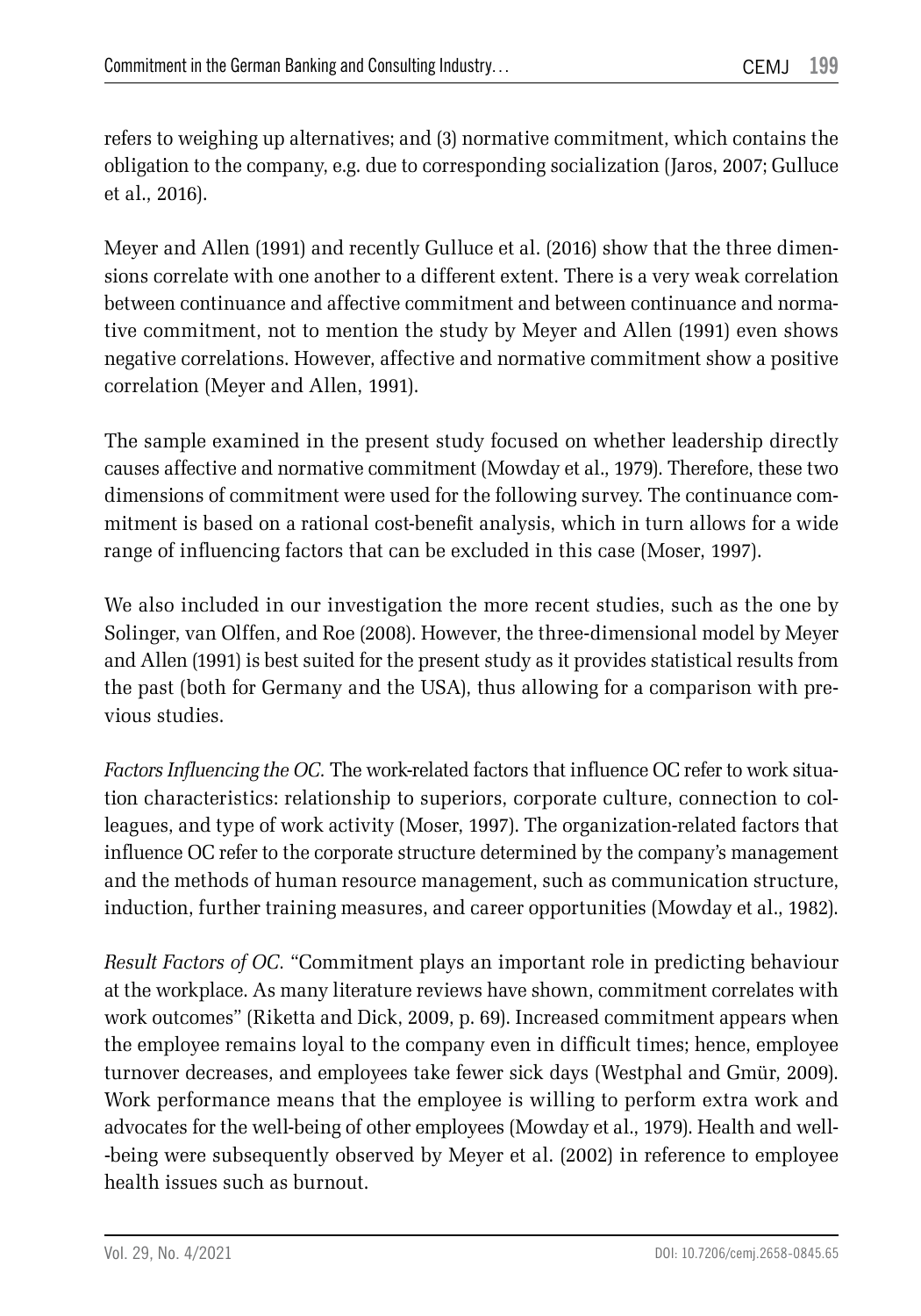refers to weighing up alternatives; and (3) normative commitment, which contains the obligation to the company, e.g. due to corresponding socialization (Jaros, 2007; Gulluce et al., 2016).

Meyer and Allen (1991) and recently Gulluce et al. (2016) show that the three dimensions correlate with one another to a different extent. There is a very weak correlation between continuance and affective commitment and between continuance and normative commitment, not to mention the study by Meyer and Allen (1991) even shows negative correlations. However, affective and normative commitment show a positive correlation (Meyer and Allen, 1991).

The sample examined in the present study focused on whether leadership directly causes affective and normative commitment (Mowday et al., 1979). Therefore, these two dimensions of commitment were used for the following survey. The continuance commitment is based on a rational cost-benefit analysis, which in turn allows for a wide range of influencing factors that can be excluded in this case (Moser, 1997).

We also included in our investigation the more recent studies, such as the one by Solinger, van Olffen, and Roe (2008). However, the three-dimensional model by Meyer and Allen (1991) is best suited for the present study as it provides statistical results from the past (both for Germany and the USA), thus allowing for a comparison with previous studies.

*Factors Influencing the OC.* The work-related factors that influence OC refer to work situation characteristics: relationship to superiors, corporate culture, connection to colleagues, and type of work activity (Moser, 1997). The organization-related factors that influence OC refer to the corporate structure determined by the company's management and the methods of human resource management, such as communication structure, induction, further training measures, and career opportunities (Mowday et al., 1982).

*Result Factors of OC.* "Commitment plays an important role in predicting behaviour at the workplace. As many literature reviews have shown, commitment correlates with work outcomes" (Riketta and Dick, 2009, p. 69). Increased commitment appears when the employee remains loyal to the company even in difficult times; hence, employee turnover decreases, and employees take fewer sick days (Westphal and Gmür, 2009). Work performance means that the employee is willing to perform extra work and advocates for the well-being of other employees (Mowday et al., 1979). Health and well-being were subsequently observed by Meyer et al. (2002) in reference to employee health issues such as burnout.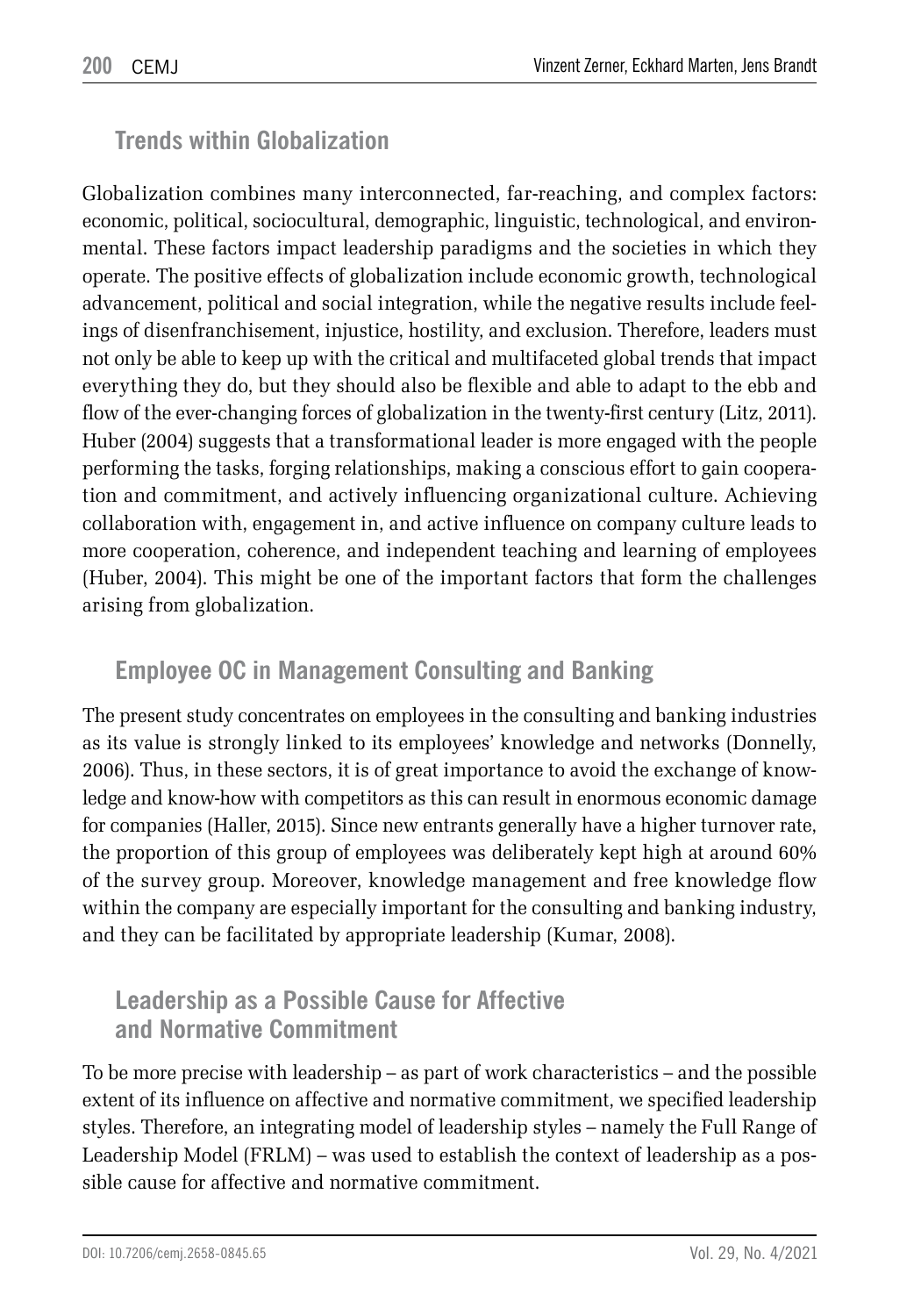## Trends within Globalization

Globalization combines many interconnected, far-reaching, and complex factors: economic, political, sociocultural, demographic, linguistic, technological, and environmental. These factors impact leadership paradigms and the societies in which they operate. The positive effects of globalization include economic growth, technological advancement, political and social integration, while the negative results include feelings of disenfranchisement, injustice, hostility, and exclusion. Therefore, leaders must not only be able to keep up with the critical and multifaceted global trends that impact everything they do, but they should also be flexible and able to adapt to the ebb and flow of the ever-changing forces of globalization in the twenty-first century (Litz, 2011). Huber (2004) suggests that a transformational leader is more engaged with the people performing the tasks, forging relationships, making a conscious effort to gain cooperation and commitment, and actively influencing organizational culture. Achieving collaboration with, engagement in, and active influence on company culture leads to more cooperation, coherence, and independent teaching and learning of employees (Huber, 2004). This might be one of the important factors that form the challenges arising from globalization.

## Employee OC in Management Consulting and Banking

The present study concentrates on employees in the consulting and banking industries as its value is strongly linked to its employees' knowledge and networks (Donnelly, 2006). Thus, in these sectors, it is of great importance to avoid the exchange of knowledge and know-how with competitors as this can result in enormous economic damage for companies (Haller, 2015). Since new entrants generally have a higher turnover rate, the proportion of this group of employees was deliberately kept high at around 60% of the survey group. Moreover, knowledge management and free knowledge flow within the company are especially important for the consulting and banking industry, and they can be facilitated by appropriate leadership (Kumar, 2008).

## Leadership as a Possible Cause for Affective and Normative Commitment

To be more precise with leadership – as part of work characteristics – and the possible extent of its influence on affective and normative commitment, we specified leadership styles. Therefore, an integrating model of leadership styles – namely the Full Range of Leadership Model (FRLM) – was used to establish the context of leadership as a possible cause for affective and normative commitment.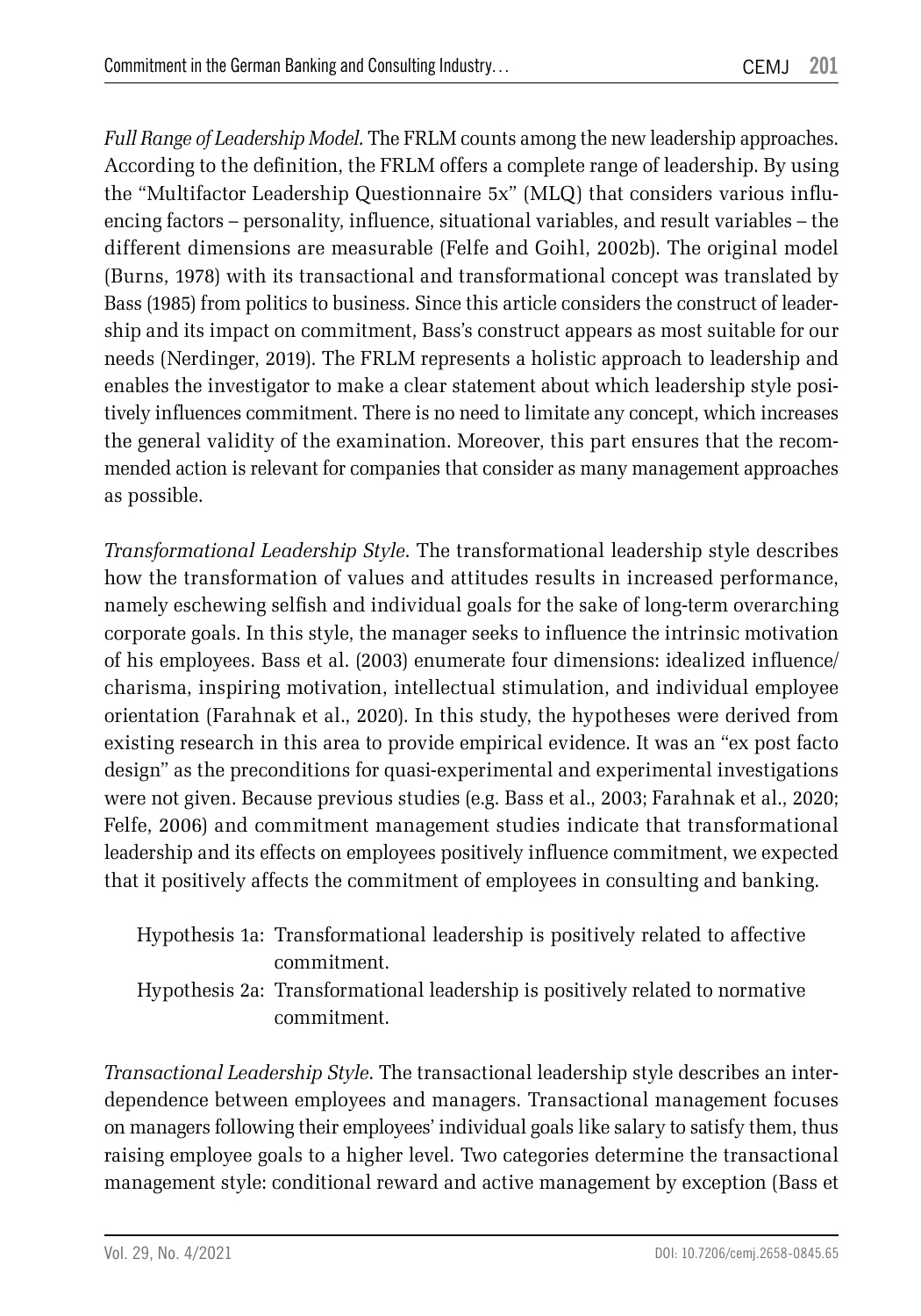*Full Range of Leadership Model*. The FRLM counts among the new leadership approaches. According to the definition, the FRLM offers a complete range of leadership. By using the "Multifactor Leadership Questionnaire 5x" (MLQ) that considers various influencing factors – personality, influence, situational variables, and result variables – the different dimensions are measurable (Felfe and Goihl, 2002b). The original model (Burns, 1978) with its transactional and transformational concept was translated by Bass (1985) from politics to business. Since this article considers the construct of leadership and its impact on commitment, Bass's construct appears as most suitable for our needs (Nerdinger, 2019). The FRLM represents a holistic approach to leadership and enables the investigator to make a clear statement about which leadership style positively influences commitment. There is no need to limitate any concept, which increases the general validity of the examination. Moreover, this part ensures that the recommended action is relevant for companies that consider as many management approaches as possible.

*Transformational Leadership Style*. The transformational leadership style describes how the transformation of values and attitudes results in increased performance, namely eschewing selfish and individual goals for the sake of long-term overarching corporate goals. In this style, the manager seeks to influence the intrinsic motivation of his employees. Bass et al. (2003) enumerate four dimensions: idealized influence/charisma, inspiring motivation, intellectual stimulation, and individual employee orientation (Farahnak et al., 2020). In this study, the hypotheses were derived from existing research in this area to provide empirical evidence. It was an "ex post facto design" as the preconditions for quasi-experimental and experimental investigations were not given. Because previous studies (e.g. Bass et al., 2003; Farahnak et al., 2020; Felfe, 2006) and commitment management studies indicate that transformational leadership and its effects on employees positively influence commitment, we expected that it positively affects the commitment of employees in consulting and banking.

Hypothesis 1a: Transformational leadership is positively related to affective commitment.

Hypothesis 2a: Transformational leadership is positively related to normative commitment.

*Transactional Leadership Style*. The transactional leadership style describes an interdependence between employees and managers. Transactional management focuses on managers following their employees' individual goals like salary to satisfy them, thus raising employee goals to a higher level. Two categories determine the transactional management style: conditional reward and active management by exception (Bass et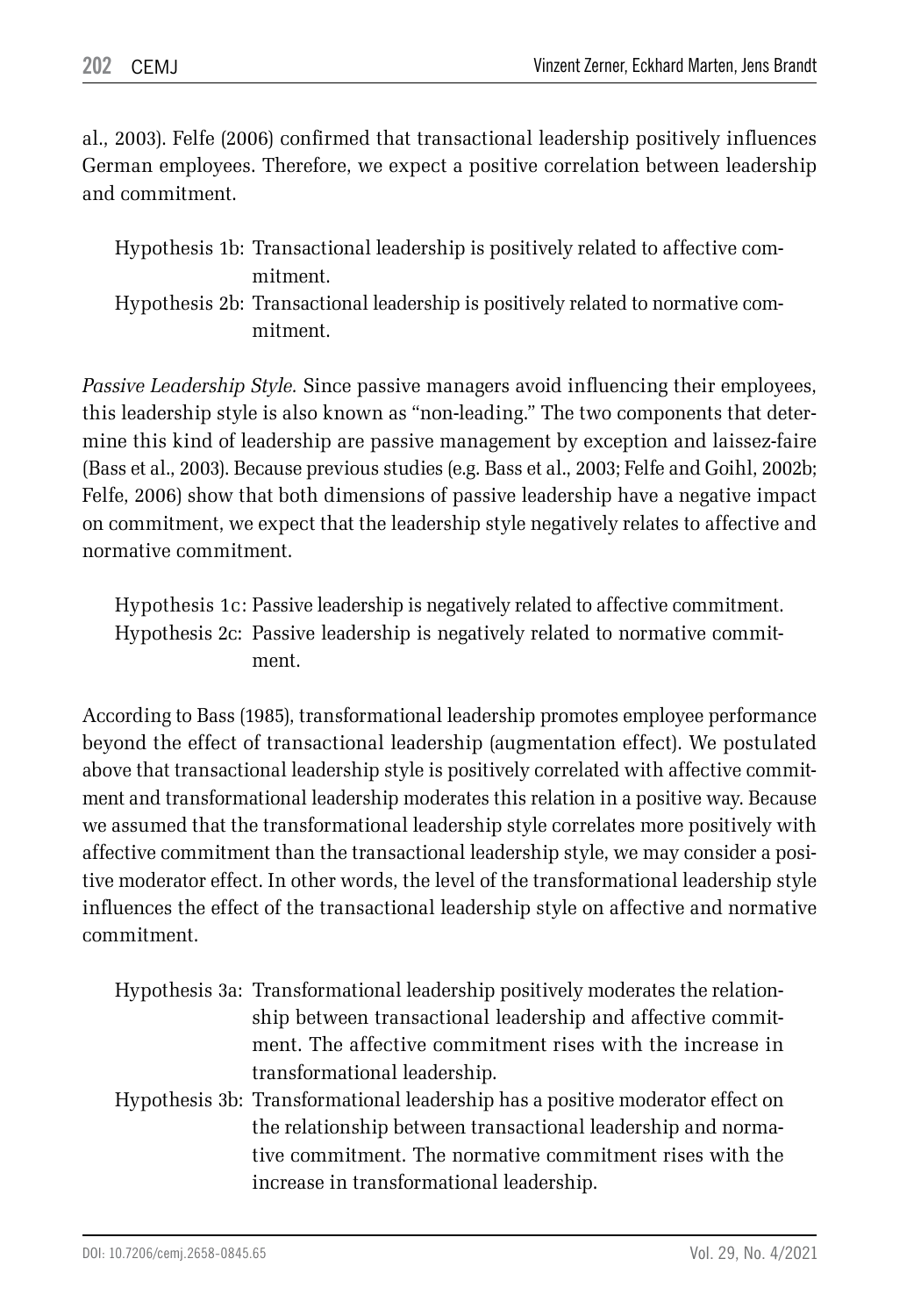al., 2003). Felfe (2006) confirmed that transactional leadership positively influences German employees. Therefore, we expect a positive correlation between leadership and commitment.

Hypothesis 1b: Transactional leadership is positively related to affective commitment.

Hypothesis 2b: Transactional leadership is positively related to normative commitment.

*Passive Leadership Style.* Since passive managers avoid influencing their employees, this leadership style is also known as "non-leading." The two components that determine this kind of leadership are passive management by exception and laissez-faire (Bass et al., 2003). Because previous studies (e.g. Bass et al., 2003; Felfe and Goihl, 2002b; Felfe, 2006) show that both dimensions of passive leadership have a negative impact on commitment, we expect that the leadership style negatively relates to affective and normative commitment.

Hypothesis 1c: Passive leadership is negatively related to affective commitment.

Hypothesis 2c: Passive leadership is negatively related to normative commitment.

According to Bass (1985), transformational leadership promotes employee performance beyond the effect of transactional leadership (augmentation effect). We postulated above that transactional leadership style is positively correlated with affective commitment and transformational leadership moderates this relation in a positive way. Because we assumed that the transformational leadership style correlates more positively with affective commitment than the transactional leadership style, we may consider a positive moderator effect. In other words, the level of the transformational leadership style influences the effect of the transactional leadership style on affective and normative commitment.

Hypothesis 3a: Transformational leadership positively moderates the relationship between transactional leadership and affective commitment. The affective commitment rises with the increase in transformational leadership.

Hypothesis 3b: Transformational leadership has a positive moderator effect on the relationship between transactional leadership and normative commitment. The normative commitment rises with the increase in transformational leadership.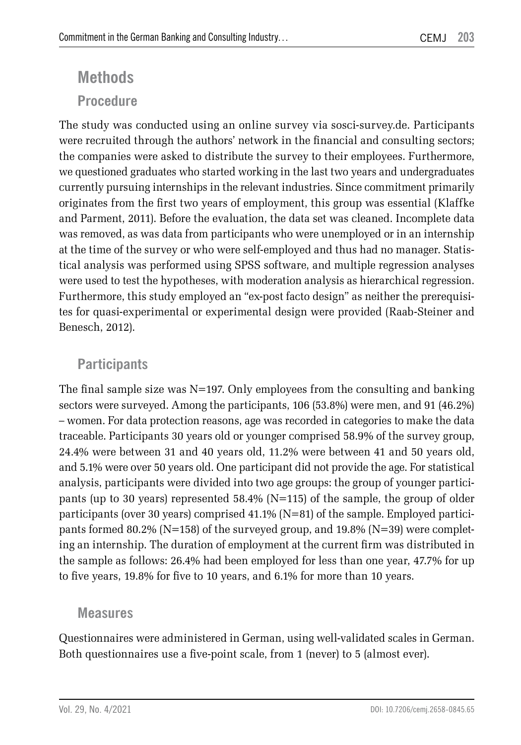## Methods

### Procedure

The study was conducted using an online survey via sosci-survey.de. Participants were recruited through the authors' network in the financial and consulting sectors; the companies were asked to distribute the survey to their employees. Furthermore, we questioned graduates who started working in the last two years and undergraduates currently pursuing internships in the relevant industries. Since commitment primarily originates from the first two years of employment, this group was essential (Klaffke and Parment, 2011). Before the evaluation, the data set was cleaned. Incomplete data was removed, as was data from participants who were unemployed or in an internship at the time of the survey or who were self-employed and thus had no manager. Statistical analysis was performed using SPSS software, and multiple regression analyses were used to test the hypotheses, with moderation analysis as hierarchical regression. Furthermore, this study employed an "ex-post facto design" as neither the prerequisites for quasi-experimental or experimental design were provided (Raab-Steiner and Benesch, 2012).

### Participants

The final sample size was N=197. Only employees from the consulting and banking sectors were surveyed. Among the participants, 106 (53.8%) were men, and 91 (46.2%) – women. For data protection reasons, age was recorded in categories to make the data traceable. Participants 30 years old or younger comprised 58.9% of the survey group, 24.4% were between 31 and 40 years old, 11.2% were between 41 and 50 years old, and 5.1% were over 50 years old. One participant did not provide the age. For statistical analysis, participants were divided into two age groups: the group of younger participants (up to 30 years) represented 58.4% (N=115) of the sample, the group of older participants (over 30 years) comprised 41.1% (N=81) of the sample. Employed participants formed 80.2% (N=158) of the surveyed group, and 19.8% (N=39) were completing an internship. The duration of employment at the current firm was distributed in the sample as follows: 26.4% had been employed for less than one year, 47.7% for up to five years, 19.8% for five to 10 years, and 6.1% for more than 10 years.

### Measures

Questionnaires were administered in German, using well-validated scales in German. Both questionnaires use a five-point scale, from 1 (never) to 5 (almost ever).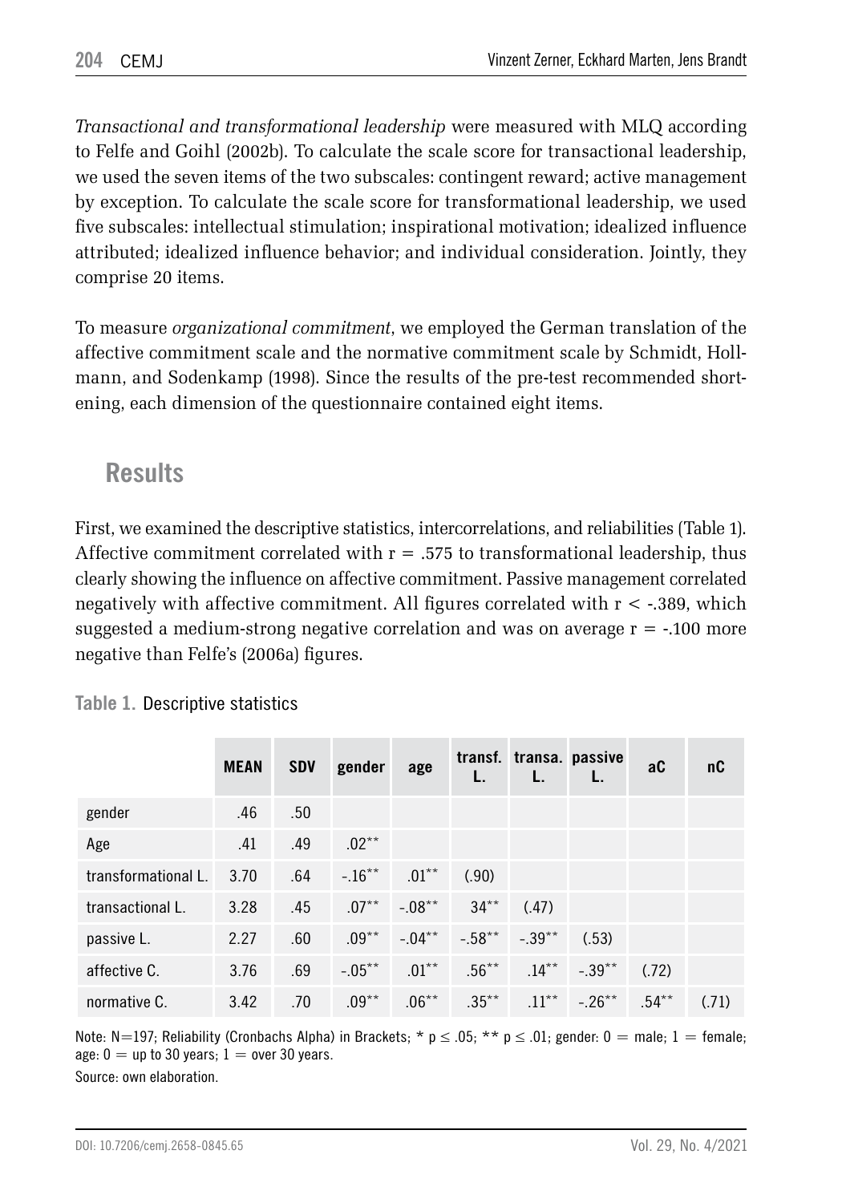*Transactional and transformational leadership* were measured with MLQ according to Felfe and Goihl (2002b). To calculate the scale score for transactional leadership, we used the seven items of the two subscales: contingent reward; active management by exception. To calculate the scale score for transformational leadership, we used five subscales: intellectual stimulation; inspirational motivation; idealized influence attributed; idealized influence behavior; and individual consideration. Jointly, they comprise 20 items.

To measure *organizational commitment*, we employed the German translation of the affective commitment scale and the normative commitment scale by Schmidt, Hollmann, and Sodenkamp (1998). Since the results of the pre-test recommended shortening, each dimension of the questionnaire contained eight items.

## Results

First, we examined the descriptive statistics, intercorrelations, and reliabilities (Table 1). Affective commitment correlated with $r = .575$ to transformational leadership, thus clearly showing the influence on affective commitment. Passive management correlated negatively with affective commitment. All figures correlated with $r < -.389$, which suggested a medium-strong negative correlation and was on average $r = -.100$ more negative than Felfe's (2006a) figures.

**Table 1.** Descriptive statistics

| | MEAN | SDV | gender | age | transf. L. | transa. L. | passive L. | aC | nC |
|---|---|---|---|---|---|---|---|---|---|
| gender | .46 | .50 | | | | | | | |
| Age | .41 | .49 | .02** | | | | | | |
| transformational L. | 3.70 | .64 | -.16** | .01** | (.90) | | | | |
| transactional L. | 3.28 | .45 | .07** | -.08** | 34** | (.47) | | | |
| passive L. | 2.27 | .60 | .09** | -.04** | -.58** | -.39** | (.53) | | |
| affective C. | 3.76 | .69 | -.05** | .01** | .56** | .14** | -.39** | (.72) | |
| normative C. | 3.42 | .70 | .09** | .06** | .35** | .11** | -.26** | .54** | (.71) |

Note: N=197; Reliability (Cronbachs Alpha) in Brackets; * $p \leq .05$; ** $p \leq .01$; gender: 0 = male; 1 = female; age: 0 = up to 30 years; 1 = over 30 years.

Source: own elaboration.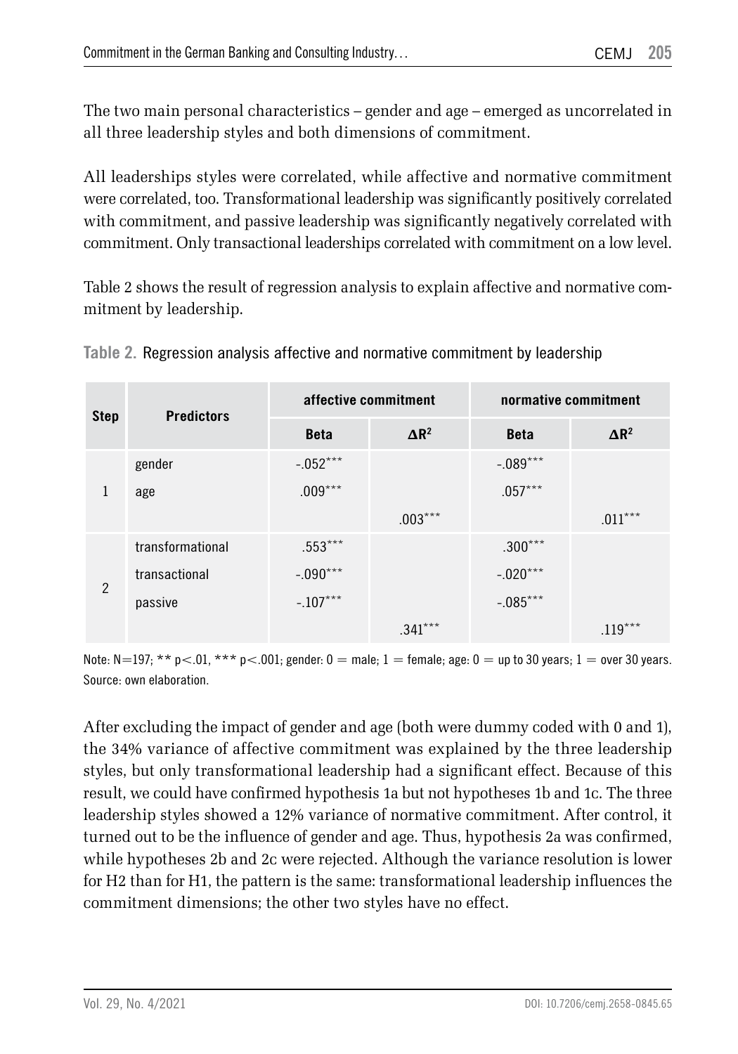The two main personal characteristics – gender and age – emerged as uncorrelated in all three leadership styles and both dimensions of commitment.

All leaderships styles were correlated, while affective and normative commitment were correlated, too. Transformational leadership was significantly positively correlated with commitment, and passive leadership was significantly negatively correlated with commitment. Only transactional leaderships correlated with commitment on a low level.

Table 2 shows the result of regression analysis to explain affective and normative commitment by leadership.

**Table 2.** Regression analysis affective and normative commitment by leadership

| Step | Predictors | affective commitment | | normative commitment | |
|---|---|---|---|---|---|
| | | Beta | $\Delta R^2$ | Beta | $\Delta R^2$ |
| 1 | gender | -.052*** | | -.089*** | |
| | age | .009*** | | .057*** | |
| | | | .003*** | | .011*** |
| 2 | transformational | .553*** | | .300*** | |
| | transactional | -.090*** | | -.020*** | |
| | passive | -.107*** | | -.085*** | |
| | | | .341*** | | .119*** |

Note: N=197; ** $p<.01$, *** $p<.001$; gender: 0 = male; 1 = female; age: 0 = up to 30 years; 1 = over 30 years.
Source: own elaboration.

After excluding the impact of gender and age (both were dummy coded with 0 and 1), the 34% variance of affective commitment was explained by the three leadership styles, but only transformational leadership had a significant effect. Because of this result, we could have confirmed hypothesis 1a but not hypotheses 1b and 1c. The three leadership styles showed a 12% variance of normative commitment. After control, it turned out to be the influence of gender and age. Thus, hypothesis 2a was confirmed, while hypotheses 2b and 2c were rejected. Although the variance resolution is lower for H2 than for H1, the pattern is the same: transformational leadership influences the commitment dimensions; the other two styles have no effect.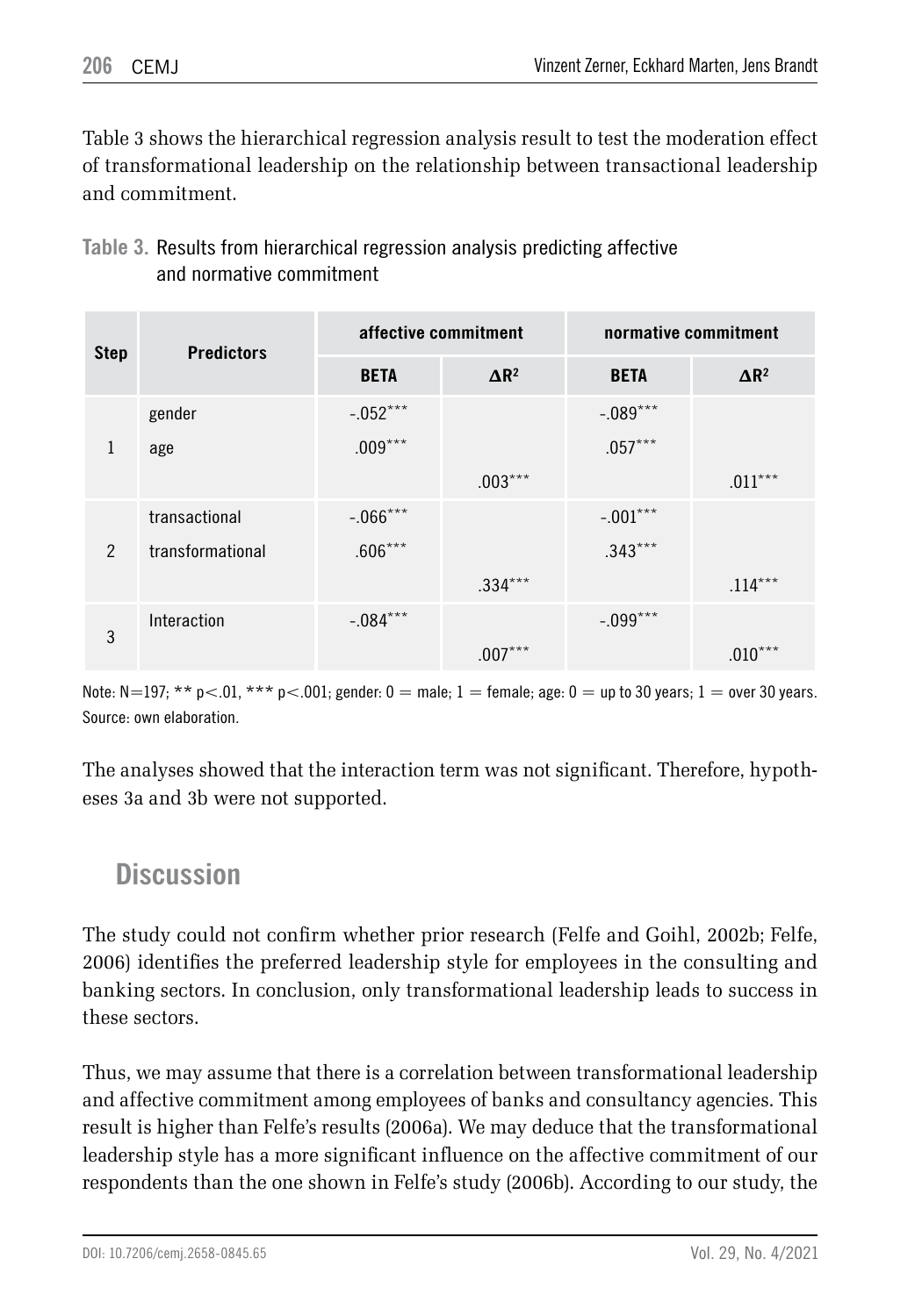Table 3 shows the hierarchical regression analysis result to test the moderation effect of transformational leadership on the relationship between transactional leadership and commitment.

**Table 3.** Results from hierarchical regression analysis predicting affective and normative commitment

| Step | Predictors | affective commitment | | normative commitment | |
|---|---|---|---|---|---|
| | | BETA | $\Delta R^2$ | BETA | $\Delta R^2$ |
| 1 | gender | -.052*** | | -.089*** | |
| | age | .009*** | | .057*** | |
| | | | .003*** | | .011*** |
| 2 | transactional | -.066*** | | -.001*** | |
| | transformational | .606*** | | .343*** | |
| | | | .334*** | | .114*** |
| 3 | Interaction | -.084*** | | -.099*** | |
| | | | .007*** | | .010*** |

Note: N=197; ** $p<.01$, *** $p<.001$; gender: 0 = male; 1 = female; age: 0 = up to 30 years; 1 = over 30 years.
Source: own elaboration.

The analyses showed that the interaction term was not significant. Therefore, hypotheses 3a and 3b were not supported.

## Discussion

The study could not confirm whether prior research (Felfe and Goihl, 2002b; Felfe, 2006) identifies the preferred leadership style for employees in the consulting and banking sectors. In conclusion, only transformational leadership leads to success in these sectors.

Thus, we may assume that there is a correlation between transformational leadership and affective commitment among employees of banks and consultancy agencies. This result is higher than Felfe's results (2006a). We may deduce that the transformational leadership style has a more significant influence on the affective commitment of our respondents than the one shown in Felfe's study (2006b). According to our study, the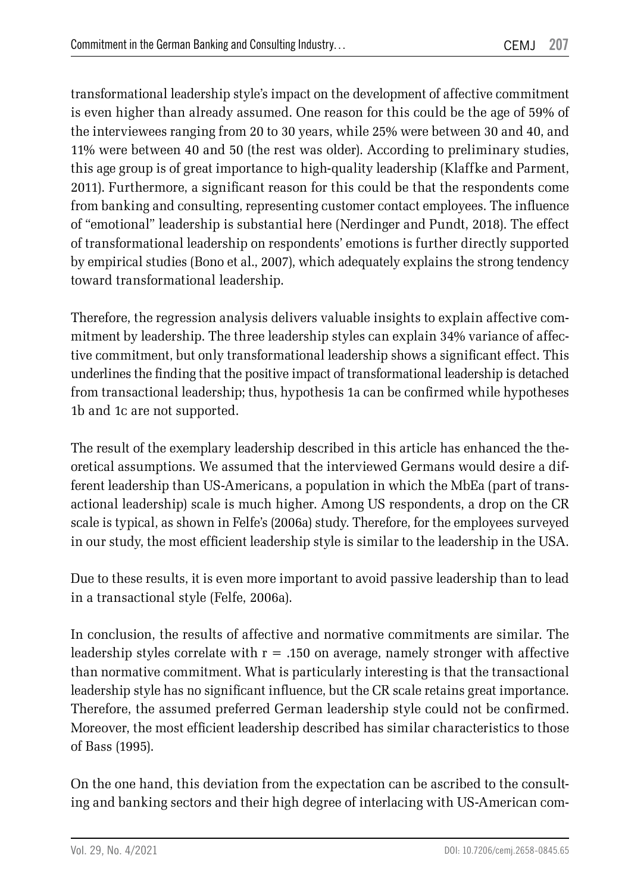transformational leadership style's impact on the development of affective commitment is even higher than already assumed. One reason for this could be the age of 59% of the interviewees ranging from 20 to 30 years, while 25% were between 30 and 40, and 11% were between 40 and 50 (the rest was older). According to preliminary studies, this age group is of great importance to high-quality leadership (Klaffke and Parment, 2011). Furthermore, a significant reason for this could be that the respondents come from banking and consulting, representing customer contact employees. The influence of "emotional" leadership is substantial here (Nerdinger and Pundt, 2018). The effect of transformational leadership on respondents' emotions is further directly supported by empirical studies (Bono et al., 2007), which adequately explains the strong tendency toward transformational leadership.

Therefore, the regression analysis delivers valuable insights to explain affective commitment by leadership. The three leadership styles can explain 34% variance of affective commitment, but only transformational leadership shows a significant effect. This underlines the finding that the positive impact of transformational leadership is detached from transactional leadership; thus, hypothesis 1a can be confirmed while hypotheses 1b and 1c are not supported.

The result of the exemplary leadership described in this article has enhanced the theoretical assumptions. We assumed that the interviewed Germans would desire a different leadership than US-Americans, a population in which the MbEa (part of transactional leadership) scale is much higher. Among US respondents, a drop on the CR scale is typical, as shown in Felfe's (2006a) study. Therefore, for the employees surveyed in our study, the most efficient leadership style is similar to the leadership in the USA.

Due to these results, it is even more important to avoid passive leadership than to lead in a transactional style (Felfe, 2006a).

In conclusion, the results of affective and normative commitments are similar. The leadership styles correlate with $r = .150$ on average, namely stronger with affective than normative commitment. What is particularly interesting is that the transactional leadership style has no significant influence, but the CR scale retains great importance. Therefore, the assumed preferred German leadership style could not be confirmed. Moreover, the most efficient leadership described has similar characteristics to those of Bass (1995).

On the one hand, this deviation from the expectation can be ascribed to the consulting and banking sectors and their high degree of interlacing with US-American com-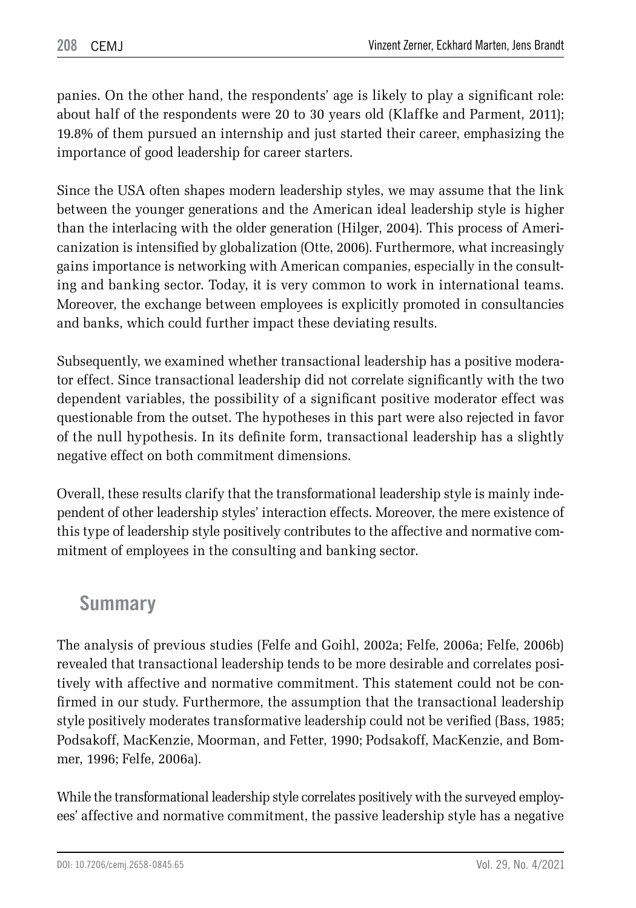panies. On the other hand, the respondents' age is likely to play a significant role: about half of the respondents were 20 to 30 years old (Klaffke and Parment, 2011); 19.8% of them pursued an internship and just started their career, emphasizing the importance of good leadership for career starters.

Since the USA often shapes modern leadership styles, we may assume that the link between the younger generations and the American ideal leadership style is higher than the interlacing with the older generation (Hilger, 2004). This process of Americanization is intensified by globalization (Otte, 2006). Furthermore, what increasingly gains importance is networking with American companies, especially in the consulting and banking sector. Today, it is very common to work in international teams. Moreover, the exchange between employees is explicitly promoted in consultancies and banks, which could further impact these deviating results.

Subsequently, we examined whether transactional leadership has a positive moderator effect. Since transactional leadership did not correlate significantly with the two dependent variables, the possibility of a significant positive moderator effect was questionable from the outset. The hypotheses in this part were also rejected in favor of the null hypothesis. In its definite form, transactional leadership has a slightly negative effect on both commitment dimensions.

Overall, these results clarify that the transformational leadership style is mainly independent of other leadership styles' interaction effects. Moreover, the mere existence of this type of leadership style positively contributes to the affective and normative commitment of employees in the consulting and banking sector.

## Summary

The analysis of previous studies (Felfe and Goihl, 2002a; Felfe, 2006a; Felfe, 2006b) revealed that transactional leadership tends to be more desirable and correlates positively with affective and normative commitment. This statement could not be confirmed in our study. Furthermore, the assumption that the transactional leadership style positively moderates transformative leadership could not be verified (Bass, 1985; Podsakoff, MacKenzie, Moorman, and Fetter, 1990; Podsakoff, MacKenzie, and Bommer, 1996; Felfe, 2006a).

While the transformational leadership style correlates positively with the surveyed employees' affective and normative commitment, the passive leadership style has a negative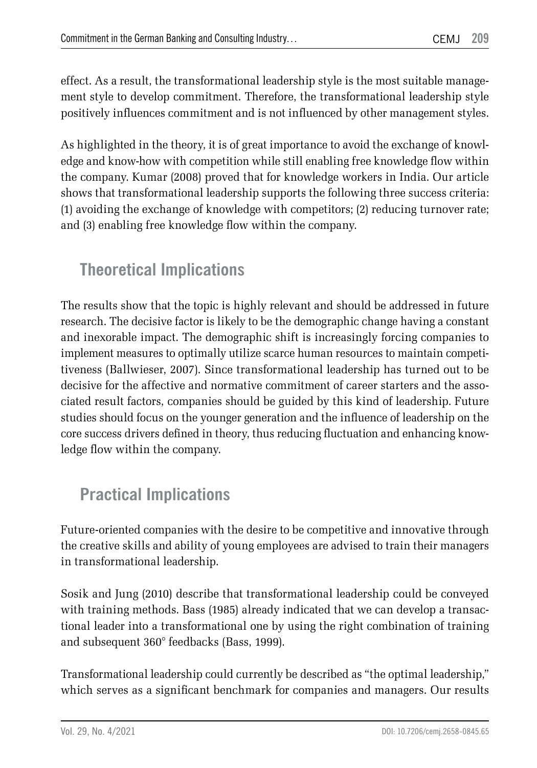effect. As a result, the transformational leadership style is the most suitable management style to develop commitment. Therefore, the transformational leadership style positively influences commitment and is not influenced by other management styles.

As highlighted in the theory, it is of great importance to avoid the exchange of knowledge and know-how with competition while still enabling free knowledge flow within the company. Kumar (2008) proved that for knowledge workers in India. Our article shows that transformational leadership supports the following three success criteria: (1) avoiding the exchange of knowledge with competitors; (2) reducing turnover rate; and (3) enabling free knowledge flow within the company.

## Theoretical Implications

The results show that the topic is highly relevant and should be addressed in future research. The decisive factor is likely to be the demographic change having a constant and inexorable impact. The demographic shift is increasingly forcing companies to implement measures to optimally utilize scarce human resources to maintain competitiveness (Ballwieser, 2007). Since transformational leadership has turned out to be decisive for the affective and normative commitment of career starters and the associated result factors, companies should be guided by this kind of leadership. Future studies should focus on the younger generation and the influence of leadership on the core success drivers defined in theory, thus reducing fluctuation and enhancing knowledge flow within the company.

## Practical Implications

Future-oriented companies with the desire to be competitive and innovative through the creative skills and ability of young employees are advised to train their managers in transformational leadership.

Sosik and Jung (2010) describe that transformational leadership could be conveyed with training methods. Bass (1985) already indicated that we can develop a transactional leader into a transformational one by using the right combination of training and subsequent 360° feedbacks (Bass, 1999).

Transformational leadership could currently be described as "the optimal leadership," which serves as a significant benchmark for companies and managers. Our results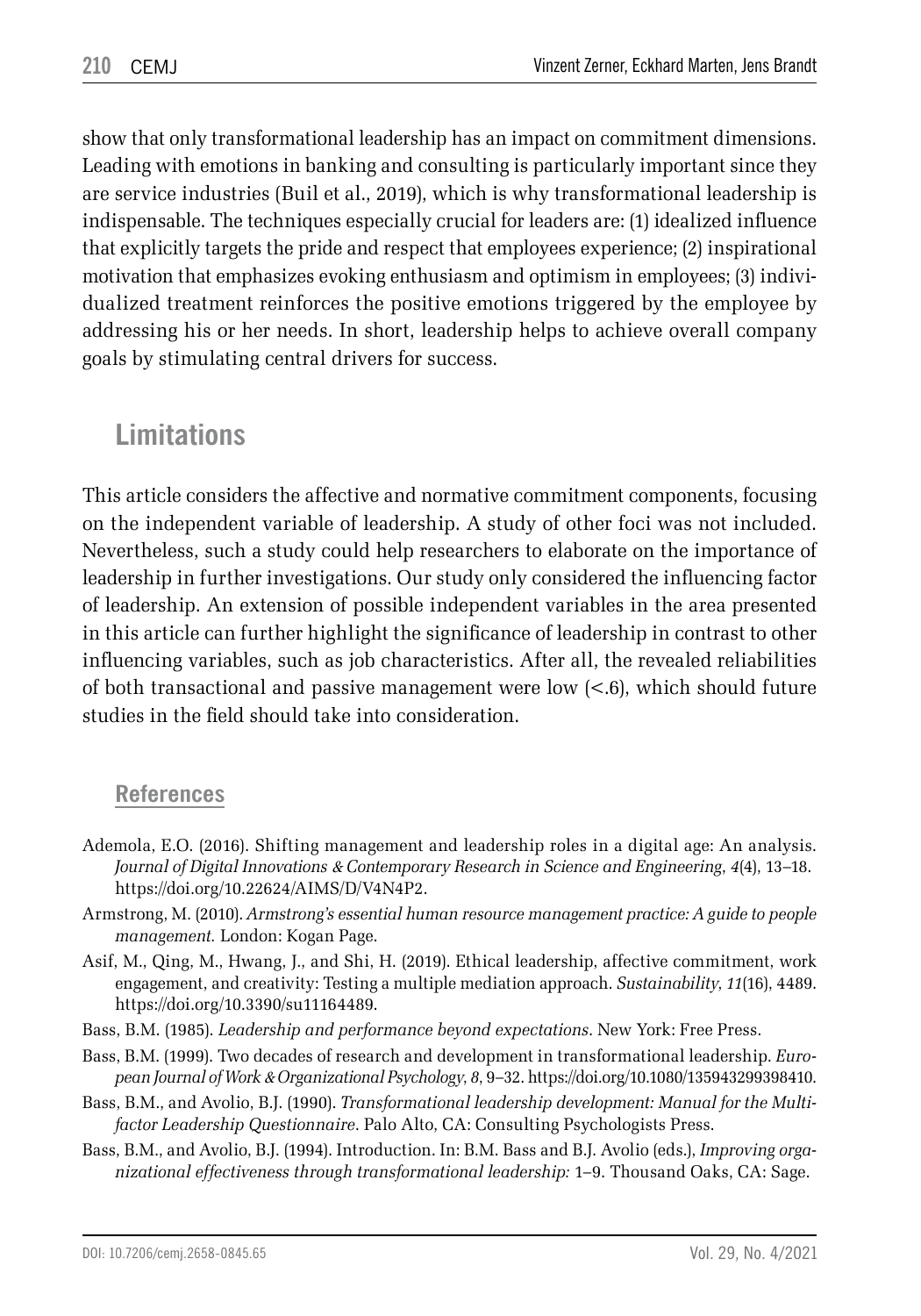show that only transformational leadership has an impact on commitment dimensions. Leading with emotions in banking and consulting is particularly important since they are service industries (Buil et al., 2019), which is why transformational leadership is indispensable. The techniques especially crucial for leaders are: (1) idealized influence that explicitly targets the pride and respect that employees experience; (2) inspirational motivation that emphasizes evoking enthusiasm and optimism in employees; (3) individualized treatment reinforces the positive emotions triggered by the employee by addressing his or her needs. In short, leadership helps to achieve overall company goals by stimulating central drivers for success.

## Limitations

This article considers the affective and normative commitment components, focusing on the independent variable of leadership. A study of other foci was not included. Nevertheless, such a study could help researchers to elaborate on the importance of leadership in further investigations. Our study only considered the influencing factor of leadership. An extension of possible independent variables in the area presented in this article can further highlight the significance of leadership in contrast to other influencing variables, such as job characteristics. After all, the revealed reliabilities of both transactional and passive management were low (<.6), which should future studies in the field should take into consideration.

### References

Ademola, E.O. (2016). Shifting management and leadership roles in a digital age: An analysis. *Journal of Digital Innovations & Contemporary Research in Science and Engineering*, *4*(4), 13–18. https://doi.org/10.22624/AIMS/D/V4N4P2.

Armstrong, M. (2010). *Armstrong's essential human resource management practice: A guide to people management.* London: Kogan Page.

Asif, M., Qing, M., Hwang, J., and Shi, H. (2019). Ethical leadership, affective commitment, work engagement, and creativity: Testing a multiple mediation approach. *Sustainability*, *11*(16), 4489. https://doi.org/10.3390/su11164489.

Bass, B.M. (1985). *Leadership and performance beyond expectations*. New York: Free Press.

Bass, B.M. (1999). Two decades of research and development in transformational leadership. *European Journal of Work & Organizational Psychology*, *8*, 9–32. https://doi.org/10.1080/135943299398410.

Bass, B.M., and Avolio, B.J. (1990). *Transformational leadership development: Manual for the Multifactor Leadership Questionnaire*. Palo Alto, CA: Consulting Psychologists Press.

Bass, B.M., and Avolio, B.J. (1994). Introduction. In: B.M. Bass and B.J. Avolio (eds.), *Improving organizational effectiveness through transformational leadership:* 1–9. Thousand Oaks, CA: Sage.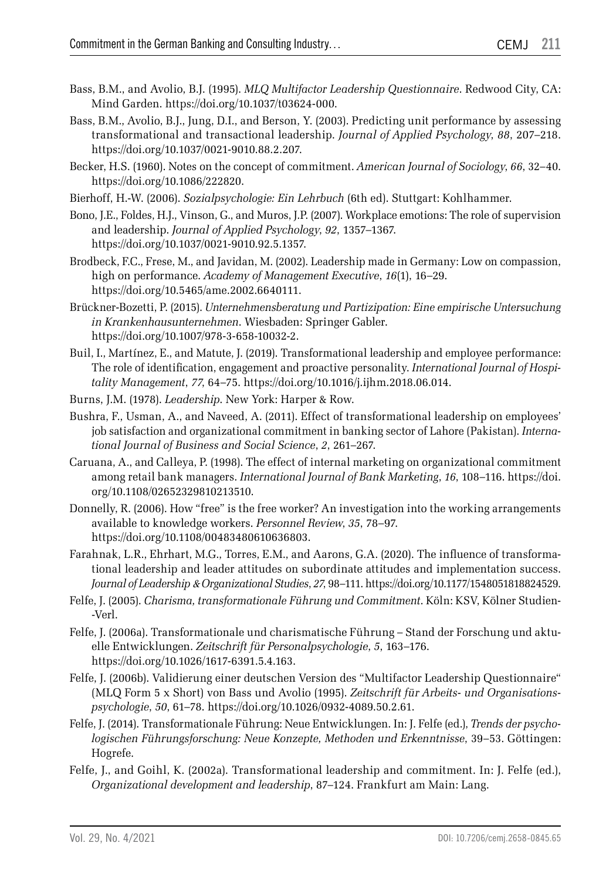Bass, B.M., and Avolio, B.J. (1995). *MLQ Multifactor Leadership Questionnaire*. Redwood City, CA: Mind Garden. https://doi.org/10.1037/t03624-000.

Bass, B.M., Avolio, B.J., Jung, D.I., and Berson, Y. (2003). Predicting unit performance by assessing transformational and transactional leadership. *Journal of Applied Psychology*, *88*, 207–218. https://doi.org/10.1037/0021-9010.88.2.207.

Becker, H.S. (1960). Notes on the concept of commitment. *American Journal of Sociology*, *66*, 32–40. https://doi.org/10.1086/222820.

Bierhoff, H.-W. (2006). *Sozialpsychologie: Ein Lehrbuch* (6th ed). Stuttgart: Kohlhammer.

Bono, J.E., Foldes, H.J., Vinson, G., and Muros, J.P. (2007). Workplace emotions: The role of supervision and leadership. *Journal of Applied Psychology*, *92*, 1357–1367. https://doi.org/10.1037/0021-9010.92.5.1357.

Brodbeck, F.C., Frese, M., and Javidan, M. (2002). Leadership made in Germany: Low on compassion, high on performance. *Academy of Management Executive*, *16*(1), 16–29. https://doi.org/10.5465/ame.2002.6640111.

Brückner-Bozetti, P. (2015). *Unternehmensberatung und Partizipation: Eine empirische Untersuchung in Krankenhausunternehmen*. Wiesbaden: Springer Gabler. https://doi.org/10.1007/978-3-658-10032-2.

Buil, I., Martínez, E., and Matute, J. (2019). Transformational leadership and employee performance: The role of identification, engagement and proactive personality. *International Journal of Hospitality Management*, *77*, 64–75. https://doi.org/10.1016/j.ijhm.2018.06.014.

Burns, J.M. (1978). *Leadership*. New York: Harper & Row.

Bushra, F., Usman, A., and Naveed, A. (2011). Effect of transformational leadership on employees' job satisfaction and organizational commitment in banking sector of Lahore (Pakistan). *International Journal of Business and Social Science*, *2*, 261–267.

Caruana, A., and Calleya, P. (1998). The effect of internal marketing on organizational commitment among retail bank managers. *International Journal of Bank Marketing*, *16*, 108–116. https://doi.org/10.1108/02652329810213510.

Donnelly, R. (2006). How "free" is the free worker? An investigation into the working arrangements available to knowledge workers. *Personnel Review*, *35*, 78–97. https://doi.org/10.1108/00483480610636803.

Farahnak, L.R., Ehrhart, M.G., Torres, E.M., and Aarons, G.A. (2020). The influence of transformational leadership and leader attitudes on subordinate attitudes and implementation success. *Journal of Leadership & Organizational Studies*, *27*, 98–111. https://doi.org/10.1177/1548051818824529.

Felfe, J. (2005). *Charisma, transformationale Führung und Commitment*. Köln: KSV, Kölner Studien-Verl.

Felfe, J. (2006a). Transformationale und charismatische Führung – Stand der Forschung und aktuelle Entwicklungen. *Zeitschrift für Personalpsychologie*, *5*, 163–176. https://doi.org/10.1026/1617-6391.5.4.163.

Felfe, J. (2006b). Validierung einer deutschen Version des "Multifactor Leadership Questionnaire" (MLQ Form 5 x Short) von Bass und Avolio (1995). *Zeitschrift für Arbeits- und Organisationspsychologie*, *50*, 61–78. https://doi.org/10.1026/0932-4089.50.2.61.

Felfe, J. (2014). Transformationale Führung: Neue Entwicklungen. In: J. Felfe (ed.), *Trends der psychologischen Führungsforschung: Neue Konzepte, Methoden und Erkenntnisse*, 39–53. Göttingen: Hogrefe.

Felfe, J., and Goihl, K. (2002a). Transformational leadership and commitment. In: J. Felfe (ed.), *Organizational development and leadership*, 87–124. Frankfurt am Main: Lang.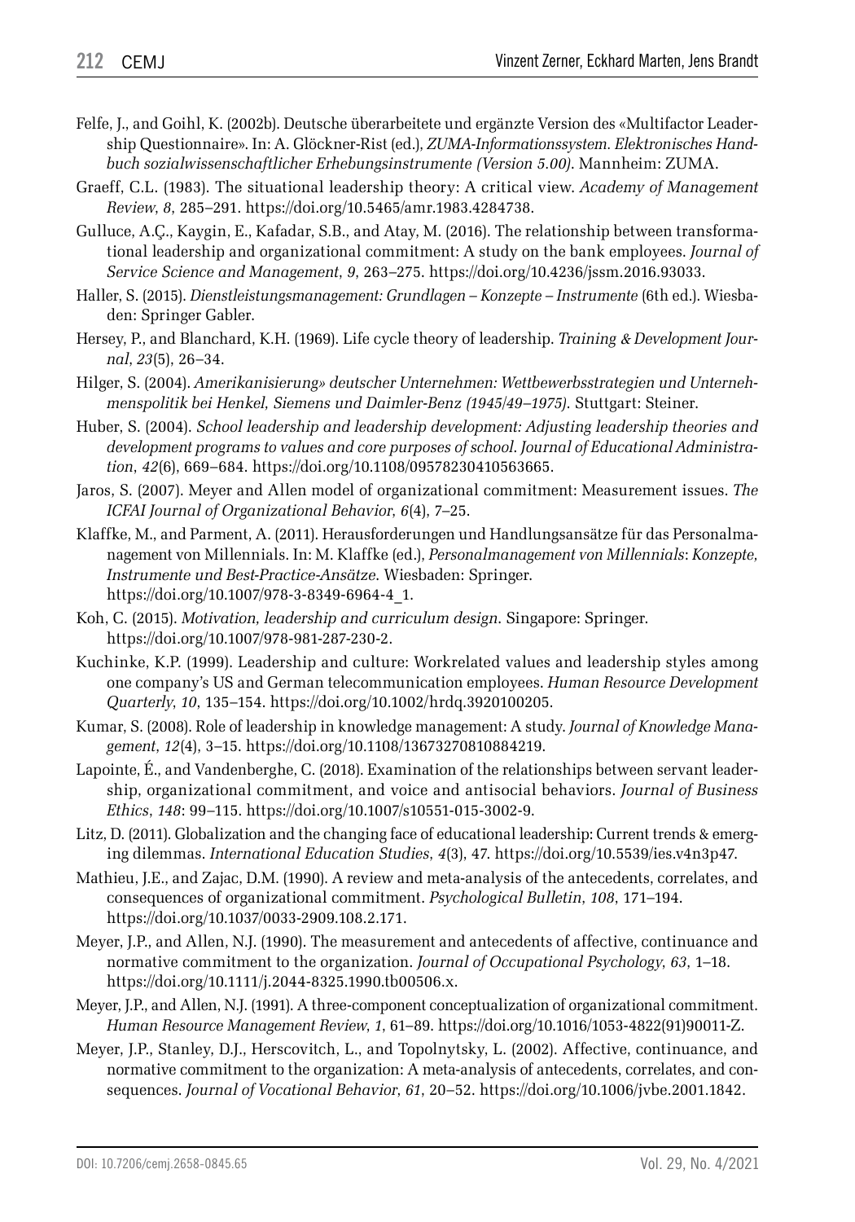Felfe, J., and Goihl, K. (2002b). Deutsche überarbeitete und ergänzte Version des «Multifactor Leadership Questionnaire». In: A. Glöckner-Rist (ed.), *ZUMA-Informationssystem. Elektronisches Handbuch sozialwissenschaftlicher Erhebungsinstrumente (Version 5.00)*. Mannheim: ZUMA.

Graeff, C.L. (1983). The situational leadership theory: A critical view. *Academy of Management Review*, *8*, 285–291. https://doi.org/10.5465/amr.1983.4284738.

Gulluce, A.Ç., Kaygin, E., Kafadar, S.B., and Atay, M. (2016). The relationship between transformational leadership and organizational commitment: A study on the bank employees. *Journal of Service Science and Management*, *9*, 263–275. https://doi.org/10.4236/jssm.2016.93033.

Haller, S. (2015). *Dienstleistungsmanagement: Grundlagen – Konzepte – Instrumente* (6th ed.). Wiesbaden: Springer Gabler.

Hersey, P., and Blanchard, K.H. (1969). Life cycle theory of leadership. *Training & Development Journal*, *23*(5), 26–34.

Hilger, S. (2004). *Amerikanisierung» deutscher Unternehmen: Wettbewerbsstrategien und Unternehmenspolitik bei Henkel, Siemens und Daimler-Benz (1945/49–1975)*. Stuttgart: Steiner.

Huber, S. (2004). *School leadership and leadership development: Adjusting leadership theories and development programs to values and core purposes of school. Journal of Educational Administration*, *42*(6), 669–684. https://doi.org/10.1108/09578230410563665.

Jaros, S. (2007). Meyer and Allen model of organizational commitment: Measurement issues. *The ICFAI Journal of Organizational Behavior*, *6*(4), 7–25.

Klaffke, M., and Parment, A. (2011). Herausforderungen und Handlungsansätze für das Personalmanagement von Millennials. In: M. Klaffke (ed.), *Personalmanagement von Millennials*: *Konzepte, Instrumente und Best-Practice-Ansätze*. Wiesbaden: Springer. https://doi.org/10.1007/978-3-8349-6964-4_1.

Koh, C. (2015). *Motivation, leadership and curriculum design*. Singapore: Springer. https://doi.org/10.1007/978-981-287-230-2.

Kuchinke, K.P. (1999). Leadership and culture: Workrelated values and leadership styles among one company's US and German telecommunication employees. *Human Resource Development Quarterly*, *10*, 135–154. https://doi.org/10.1002/hrdq.3920100205.

Kumar, S. (2008). Role of leadership in knowledge management: A study. *Journal of Knowledge Management*, *12*(4), 3–15. https://doi.org/10.1108/13673270810884219.

Lapointe, É., and Vandenberghe, C. (2018). Examination of the relationships between servant leadership, organizational commitment, and voice and antisocial behaviors. *Journal of Business Ethics*, *148*: 99–115. https://doi.org/10.1007/s10551-015-3002-9.

Litz, D. (2011). Globalization and the changing face of educational leadership: Current trends & emerging dilemmas. *International Education Studies*, *4*(3), 47. https://doi.org/10.5539/ies.v4n3p47.

Mathieu, J.E., and Zajac, D.M. (1990). A review and meta-analysis of the antecedents, correlates, and consequences of organizational commitment. *Psychological Bulletin*, *108*, 171–194. https://doi.org/10.1037/0033-2909.108.2.171.

Meyer, J.P., and Allen, N.J. (1990). The measurement and antecedents of affective, continuance and normative commitment to the organization. *Journal of Occupational Psychology*, *63*, 1–18. https://doi.org/10.1111/j.2044-8325.1990.tb00506.x.

Meyer, J.P., and Allen, N.J. (1991). A three-component conceptualization of organizational commitment. *Human Resource Management Review*, *1*, 61–89. https://doi.org/10.1016/1053-4822(91)90011-Z.

Meyer, J.P., Stanley, D.J., Herscovitch, L., and Topolnytsky, L. (2002). Affective, continuance, and normative commitment to the organization: A meta-analysis of antecedents, correlates, and consequences. *Journal of Vocational Behavior*, *61*, 20–52. https://doi.org/10.1006/jvbe.2001.1842.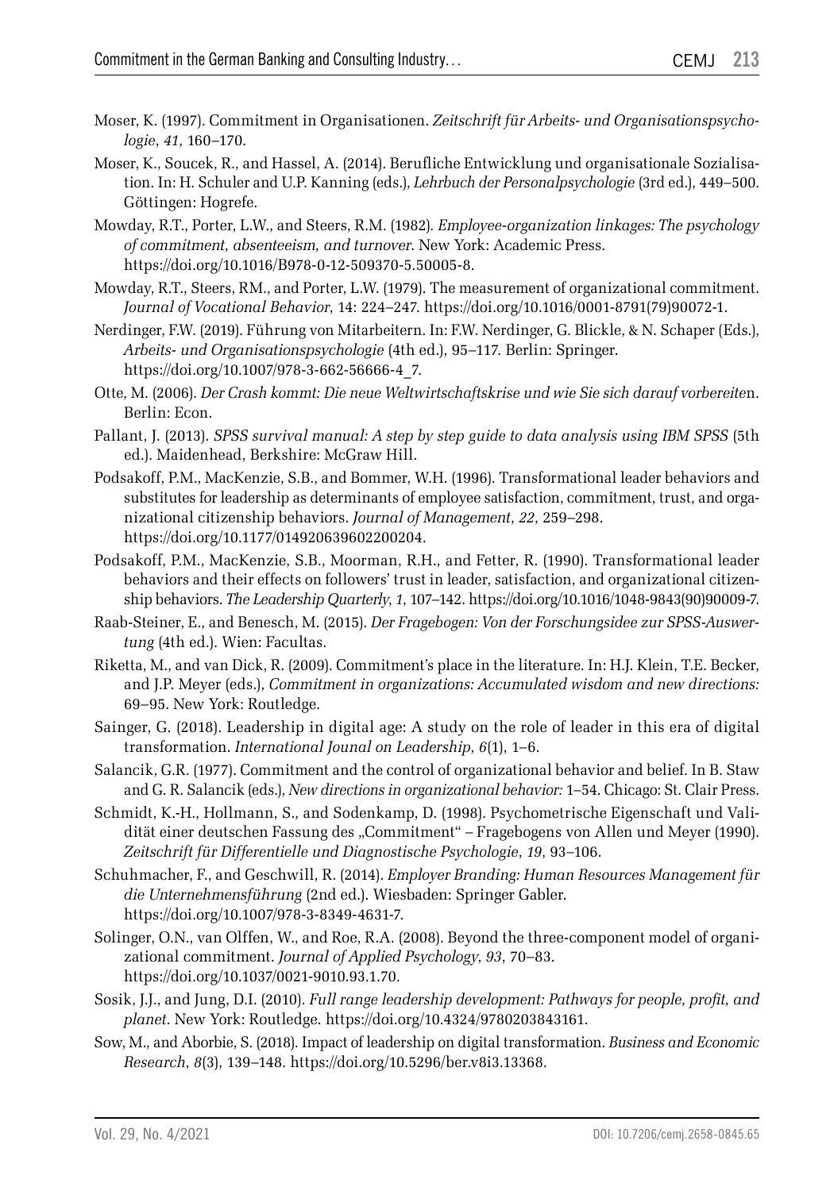Moser, K. (1997). Commitment in Organisationen. *Zeitschrift für Arbeits- und Organisationspsychologie*, *41*, 160–170.

Moser, K., Soucek, R., and Hassel, A. (2014). Berufliche Entwicklung und organisationale Sozialisation. In: H. Schuler and U.P. Kanning (eds.), *Lehrbuch der Personalpsychologie* (3rd ed.), 449–500. Göttingen: Hogrefe.

Mowday, R.T., Porter, L.W., and Steers, R.M. (1982). *Employee-organization linkages: The psychology of commitment, absenteeism, and turnover*. New York: Academic Press. https://doi.org/10.1016/B978-0-12-509370-5.50005-8.

Mowday, R.T., Steers, RM., and Porter, L.W. (1979). The measurement of organizational commitment. *Journal of Vocational Behavior*, 14: 224–247. https://doi.org/10.1016/0001-8791(79)90072-1.

Nerdinger, F.W. (2019). Führung von Mitarbeitern. In: F.W. Nerdinger, G. Blickle, & N. Schaper (Eds.), *Arbeits- und Organisationspsychologie* (4th ed.), 95–117. Berlin: Springer. https://doi.org/10.1007/978-3-662-56666-4_7.

Otte, M. (2006). *Der Crash kommt: Die neue Weltwirtschaftskrise und wie Sie sich darauf vorbereiten*. Berlin: Econ.

Pallant, J. (2013). *SPSS survival manual: A step by step guide to data analysis using IBM SPSS* (5th ed.). Maidenhead, Berkshire: McGraw Hill.

Podsakoff, P.M., MacKenzie, S.B., and Bommer, W.H. (1996). Transformational leader behaviors and substitutes for leadership as determinants of employee satisfaction, commitment, trust, and organizational citizenship behaviors. *Journal of Management*, *22*, 259–298. https://doi.org/10.1177/014920639602200204.

Podsakoff, P.M., MacKenzie, S.B., Moorman, R.H., and Fetter, R. (1990). Transformational leader behaviors and their effects on followers' trust in leader, satisfaction, and organizational citizenship behaviors. *The Leadership Quarterly*, *1*, 107–142. https://doi.org/10.1016/1048-9843(90)90009-7.

Raab-Steiner, E., and Benesch, M. (2015). *Der Fragebogen: Von der Forschungsidee zur SPSS-Auswertung* (4th ed.). Wien: Facultas.

Riketta, M., and van Dick, R. (2009). Commitment's place in the literature. In: H.J. Klein, T.E. Becker, and J.P. Meyer (eds.), *Commitment in organizations: Accumulated wisdom and new directions:* 69–95. New York: Routledge.

Sainger, G. (2018). Leadership in digital age: A study on the role of leader in this era of digital transformation. *International Jounal on Leadership*, *6*(1), 1–6.

Salancik, G.R. (1977). Commitment and the control of organizational behavior and belief. In B. Staw and G. R. Salancik (eds.), *New directions in organizational behavior:* 1–54. Chicago: St. Clair Press.

Schmidt, K.-H., Hollmann, S., and Sodenkamp, D. (1998). Psychometrische Eigenschaft und Validität einer deutschen Fassung des „Commitment" – Fragebogens von Allen und Meyer (1990). *Zeitschrift für Differentielle und Diagnostische Psychologie*, *19*, 93–106.

Schuhmacher, F., and Geschwill, R. (2014). *Employer Branding: Human Resources Management für die Unternehmensführung* (2nd ed.). Wiesbaden: Springer Gabler. https://doi.org/10.1007/978-3-8349-4631-7.

Solinger, O.N., van Olffen, W., and Roe, R.A. (2008). Beyond the three-component model of organizational commitment. *Journal of Applied Psychology*, *93*, 70–83. https://doi.org/10.1037/0021-9010.93.1.70.

Sosik, J.J., and Jung, D.I. (2010). *Full range leadership development: Pathways for people, profit, and planet*. New York: Routledge. https://doi.org/10.4324/9780203843161.

Sow, M., and Aborbie, S. (2018). Impact of leadership on digital transformation. *Business and Economic Research*, *8*(3), 139–148. https://doi.org/10.5296/ber.v8i3.13368.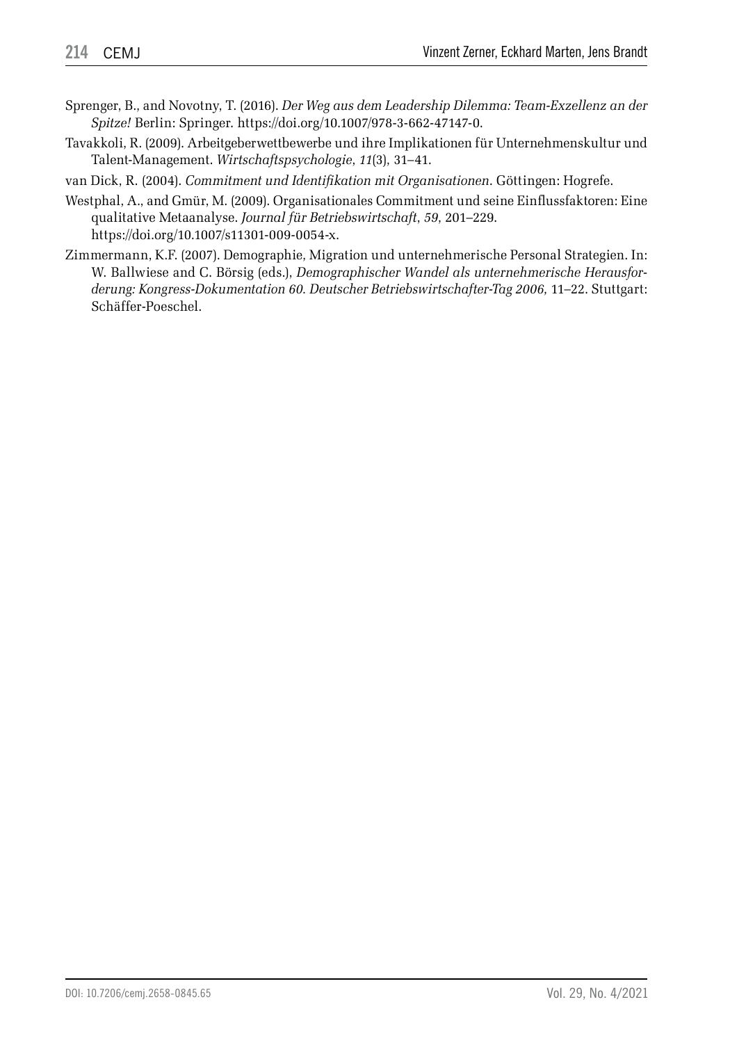Sprenger, B., and Novotny, T. (2016). *Der Weg aus dem Leadership Dilemma: Team-Exzellenz an der Spitze!* Berlin: Springer. https://doi.org/10.1007/978-3-662-47147-0.

Tavakkoli, R. (2009). Arbeitgeberwettbewerbe und ihre Implikationen für Unternehmenskultur und Talent-Management. *Wirtschaftspsychologie*, *11*(3), 31–41.

van Dick, R. (2004). *Commitment und Identifikation mit Organisationen*. Göttingen: Hogrefe.

Westphal, A., and Gmür, M. (2009). Organisationales Commitment und seine Einflussfaktoren: Eine qualitative Metaanalyse. *Journal für Betriebswirtschaft*, *59*, 201–229. https://doi.org/10.1007/s11301-009-0054-x.

Zimmermann, K.F. (2007). Demographie, Migration und unternehmerische Personal Strategien. In: W. Ballwiese and C. Börsig (eds.), *Demographischer Wandel als unternehmerische Herausforderung: Kongress-Dokumentation 60. Deutscher Betriebswirtschafter-Tag 2006,* 11–22. Stuttgart: Schäffer-Poeschel.